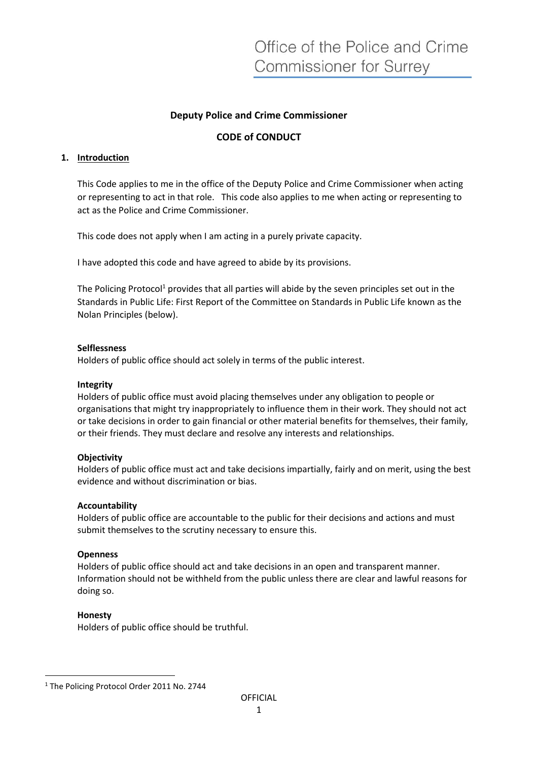Office of the Police and Crime Commissioner for Surrey

# Deputy Police and Crime Commissioner

## CODE of CONDUCT

### 1. Introduction

This Code applies to me in the office of the Deputy Police and Crime Commissioner when acting or representing to act in that role. This code also applies to me when acting or representing to act as the Police and Crime Commissioner.

This code does not apply when I am acting in a purely private capacity.

I have adopted this code and have agreed to abide by its provisions.

The Policing Protocol[1] provides that all parties will abide by the seven principles set out in the Standards in Public Life: First Report of the Committee on Standards in Public Life known as the Nolan Principles (below).

**Selflessness**
Holders of public office should act solely in terms of the public interest.

**Integrity**
Holders of public office must avoid placing themselves under any obligation to people or organisations that might try inappropriately to influence them in their work. They should not act or take decisions in order to gain financial or other material benefits for themselves, their family, or their friends. They must declare and resolve any interests and relationships.

**Objectivity**
Holders of public office must act and take decisions impartially, fairly and on merit, using the best evidence and without discrimination or bias.

**Accountability**
Holders of public office are accountable to the public for their decisions and actions and must submit themselves to the scrutiny necessary to ensure this.

**Openness**
Holders of public office should act and take decisions in an open and transparent manner. Information should not be withheld from the public unless there are clear and lawful reasons for doing so.

**Honesty**
Holders of public office should be truthful.

---

[1] The Policing Protocol Order 2011 No. 2744

OFFICIAL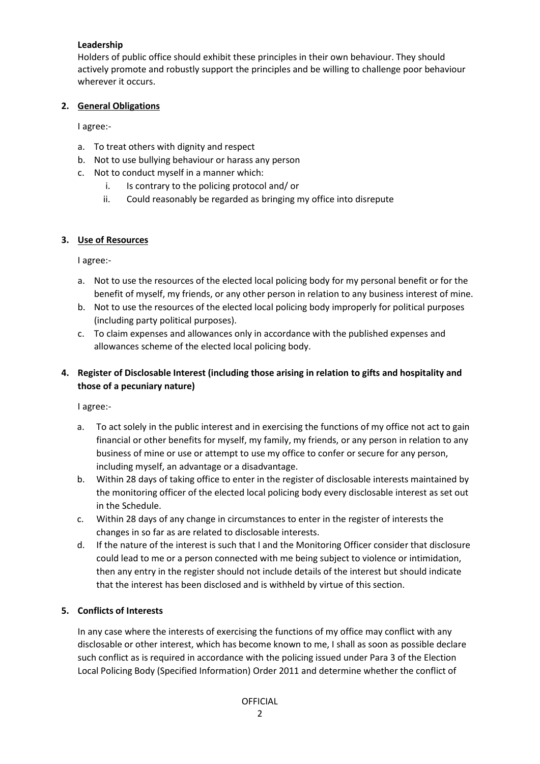**Leadership**

Holders of public office should exhibit these principles in their own behaviour. They should actively promote and robustly support the principles and be willing to challenge poor behaviour wherever it occurs.

## 2. General Obligations

I agree:-

a. To treat others with dignity and respect
b. Not to use bullying behaviour or harass any person
c. Not to conduct myself in a manner which:
   i. Is contrary to the policing protocol and/ or
   ii. Could reasonably be regarded as bringing my office into disrepute

## 3. Use of Resources

I agree:-

a. Not to use the resources of the elected local policing body for my personal benefit or for the benefit of myself, my friends, or any other person in relation to any business interest of mine.
b. Not to use the resources of the elected local policing body improperly for political purposes (including party political purposes).
c. To claim expenses and allowances only in accordance with the published expenses and allowances scheme of the elected local policing body.

## 4. Register of Disclosable Interest (including those arising in relation to gifts and hospitality and those of a pecuniary nature)

I agree:-

a. To act solely in the public interest and in exercising the functions of my office not act to gain financial or other benefits for myself, my family, my friends, or any person in relation to any business of mine or use or attempt to use my office to confer or secure for any person, including myself, an advantage or a disadvantage.
b. Within 28 days of taking office to enter in the register of disclosable interests maintained by the monitoring officer of the elected local policing body every disclosable interest as set out in the Schedule.
c. Within 28 days of any change in circumstances to enter in the register of interests the changes in so far as are related to disclosable interests.
d. If the nature of the interest is such that I and the Monitoring Officer consider that disclosure could lead to me or a person connected with me being subject to violence or intimidation, then any entry in the register should not include details of the interest but should indicate that the interest has been disclosed and is withheld by virtue of this section.

## 5. Conflicts of Interests

In any case where the interests of exercising the functions of my office may conflict with any disclosable or other interest, which has become known to me, I shall as soon as possible declare such conflict as is required in accordance with the policing issued under Para 3 of the Election Local Policing Body (Specified Information) Order 2011 and determine whether the conflict of

OFFICIAL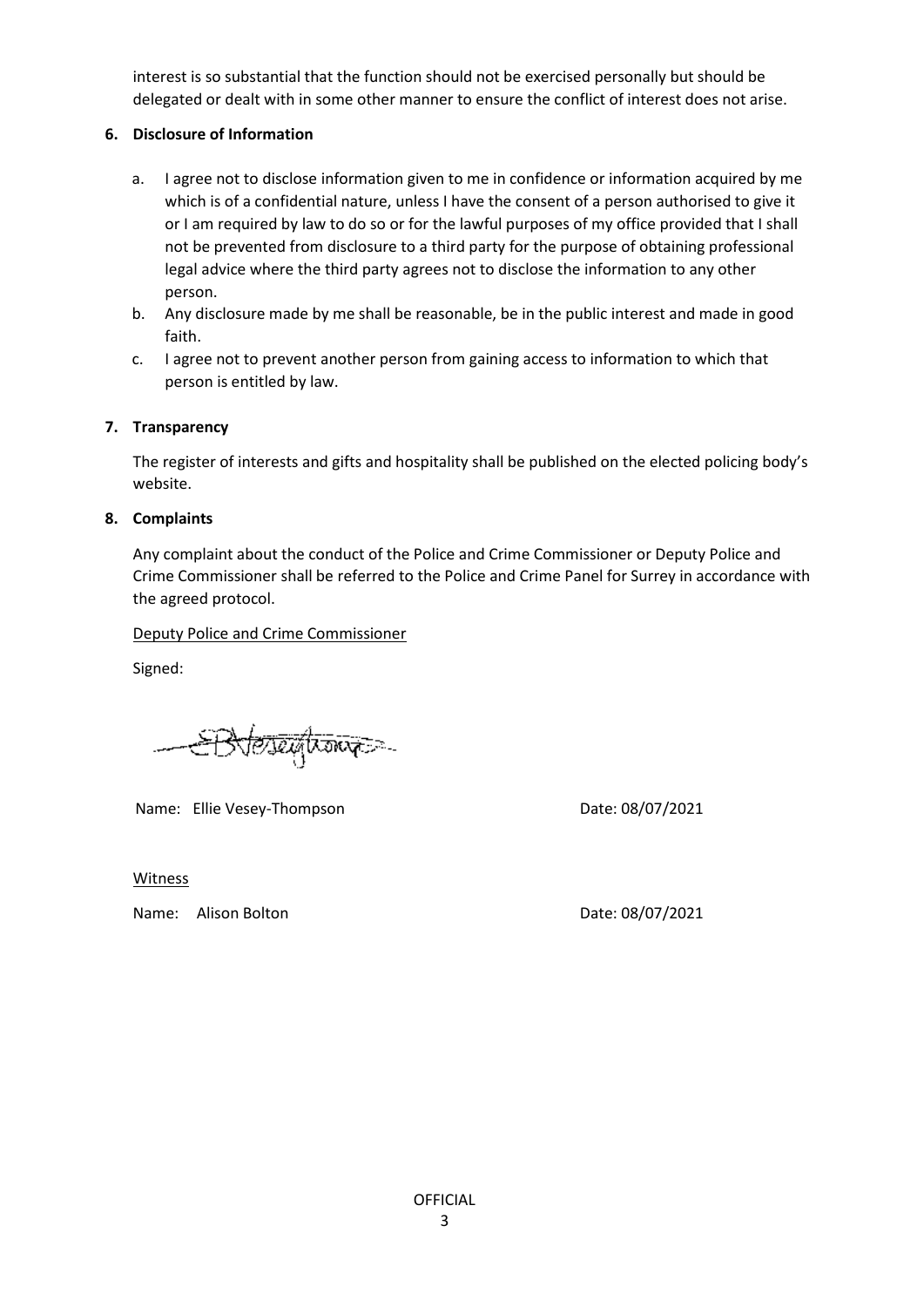interest is so substantial that the function should not be exercised personally but should be delegated or dealt with in some other manner to ensure the conflict of interest does not arise.

**6. Disclosure of Information**

a. I agree not to disclose information given to me in confidence or information acquired by me which is of a confidential nature, unless I have the consent of a person authorised to give it or I am required by law to do so or for the lawful purposes of my office provided that I shall not be prevented from disclosure to a third party for the purpose of obtaining professional legal advice where the third party agrees not to disclose the information to any other person.

b. Any disclosure made by me shall be reasonable, be in the public interest and made in good faith.

c. I agree not to prevent another person from gaining access to information to which that person is entitled by law.

**7. Transparency**

The register of interests and gifts and hospitality shall be published on the elected policing body's website.

**8. Complaints**

Any complaint about the conduct of the Police and Crime Commissioner or Deputy Police and Crime Commissioner shall be referred to the Police and Crime Panel for Surrey in accordance with the agreed protocol.

Deputy Police and Crime Commissioner

Signed:

Name: Ellie Vesey-Thompson Date: 08/07/2021

Witness

Name: Alison Bolton Date: 08/07/2021

OFFICIAL